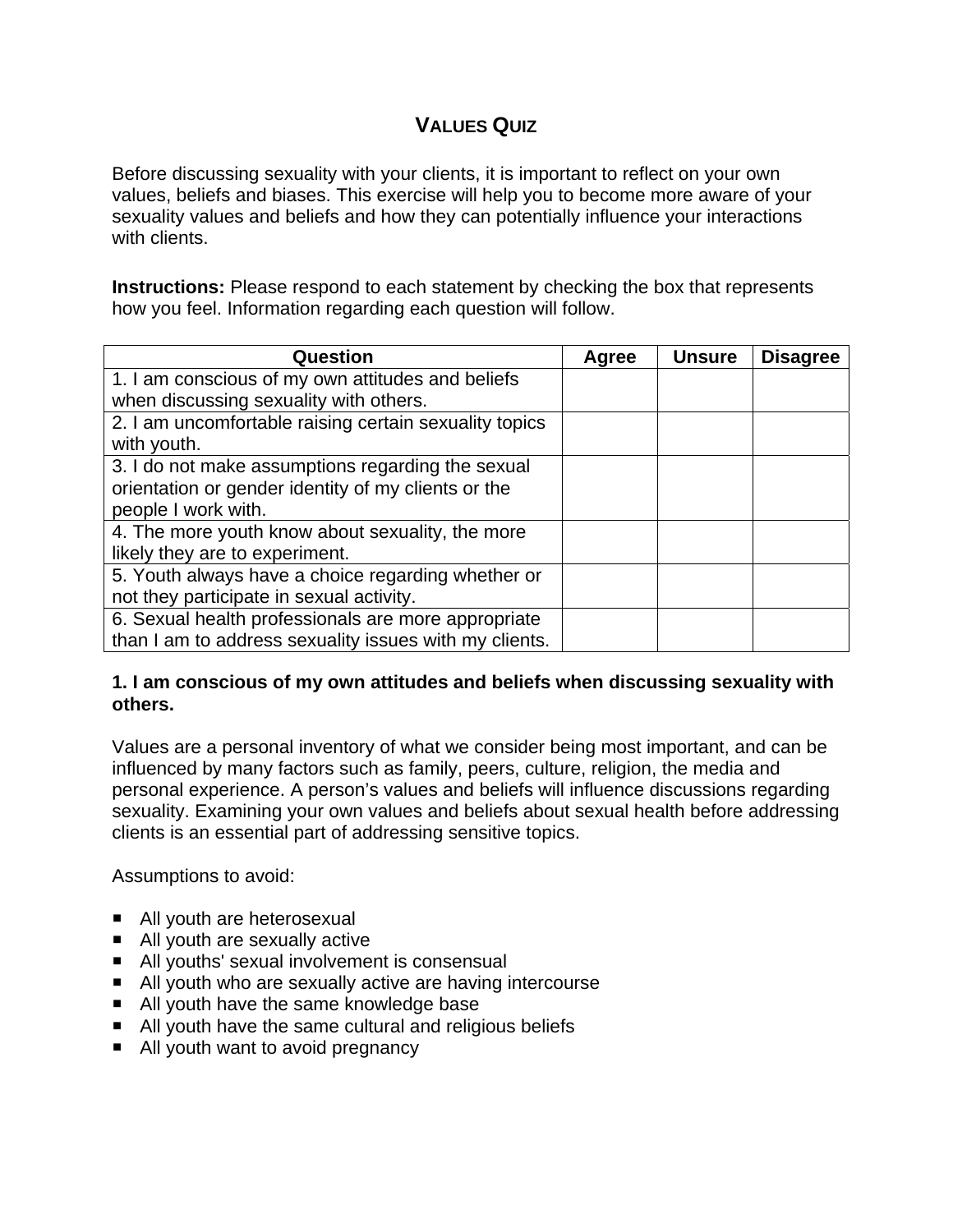# VALUES QUIZ

Before discussing sexuality with your clients, it is important to reflect on your own values, beliefs and biases. This exercise will help you to become more aware of your sexuality values and beliefs and how they can potentially influence your interactions with clients.

**Instructions:** Please respond to each statement by checking the box that represents how you feel. Information regarding each question will follow.

| Question | Agree | Unsure | Disagree |
| --- | --- | --- | --- |
| 1. I am conscious of my own attitudes and beliefs when discussing sexuality with others. | | | |
| 2. I am uncomfortable raising certain sexuality topics with youth. | | | |
| 3. I do not make assumptions regarding the sexual orientation or gender identity of my clients or the people I work with. | | | |
| 4. The more youth know about sexuality, the more likely they are to experiment. | | | |
| 5. Youth always have a choice regarding whether or not they participate in sexual activity. | | | |
| 6. Sexual health professionals are more appropriate than I am to address sexuality issues with my clients. | | | |

**1. I am conscious of my own attitudes and beliefs when discussing sexuality with others.**

Values are a personal inventory of what we consider being most important, and can be influenced by many factors such as family, peers, culture, religion, the media and personal experience. A person's values and beliefs will influence discussions regarding sexuality. Examining your own values and beliefs about sexual health before addressing clients is an essential part of addressing sensitive topics.

Assumptions to avoid:

- All youth are heterosexual
- All youth are sexually active
- All youths' sexual involvement is consensual
- All youth who are sexually active are having intercourse
- All youth have the same knowledge base
- All youth have the same cultural and religious beliefs
- All youth want to avoid pregnancy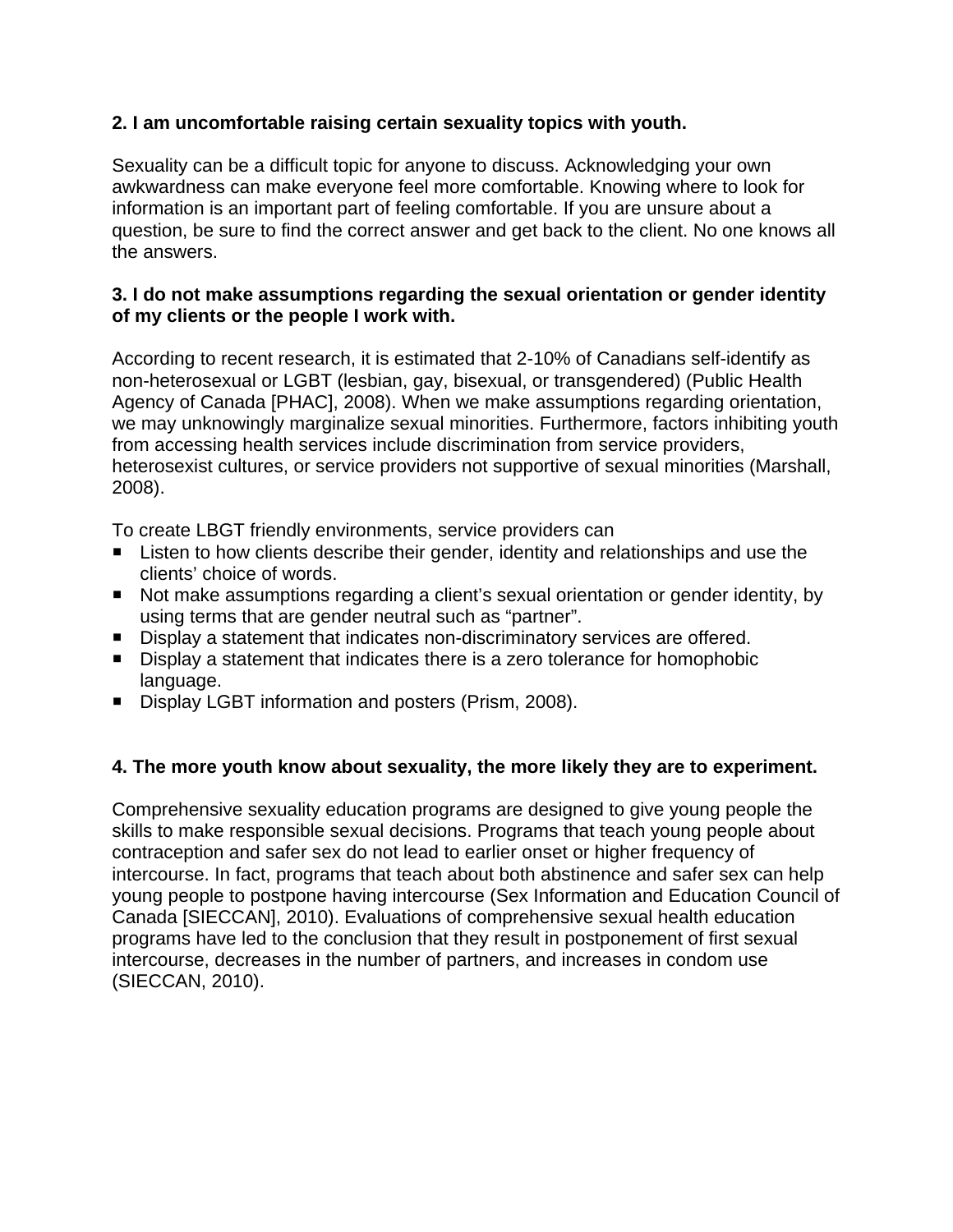**2. I am uncomfortable raising certain sexuality topics with youth.**

Sexuality can be a difficult topic for anyone to discuss. Acknowledging your own awkwardness can make everyone feel more comfortable. Knowing where to look for information is an important part of feeling comfortable. If you are unsure about a question, be sure to find the correct answer and get back to the client. No one knows all the answers.

**3. I do not make assumptions regarding the sexual orientation or gender identity of my clients or the people I work with.**

According to recent research, it is estimated that 2-10% of Canadians self-identify as non-heterosexual or LGBT (lesbian, gay, bisexual, or transgendered) (Public Health Agency of Canada [PHAC], 2008). When we make assumptions regarding orientation, we may unknowingly marginalize sexual minorities. Furthermore, factors inhibiting youth from accessing health services include discrimination from service providers, heterosexist cultures, or service providers not supportive of sexual minorities (Marshall, 2008).

To create LBGT friendly environments, service providers can

- Listen to how clients describe their gender, identity and relationships and use the clients' choice of words.
- Not make assumptions regarding a client's sexual orientation or gender identity, by using terms that are gender neutral such as "partner".
- Display a statement that indicates non-discriminatory services are offered.
- Display a statement that indicates there is a zero tolerance for homophobic language.
- Display LGBT information and posters (Prism, 2008).

**4. The more youth know about sexuality, the more likely they are to experiment.**

Comprehensive sexuality education programs are designed to give young people the skills to make responsible sexual decisions. Programs that teach young people about contraception and safer sex do not lead to earlier onset or higher frequency of intercourse. In fact, programs that teach about both abstinence and safer sex can help young people to postpone having intercourse (Sex Information and Education Council of Canada [SIECCAN], 2010). Evaluations of comprehensive sexual health education programs have led to the conclusion that they result in postponement of first sexual intercourse, decreases in the number of partners, and increases in condom use (SIECCAN, 2010).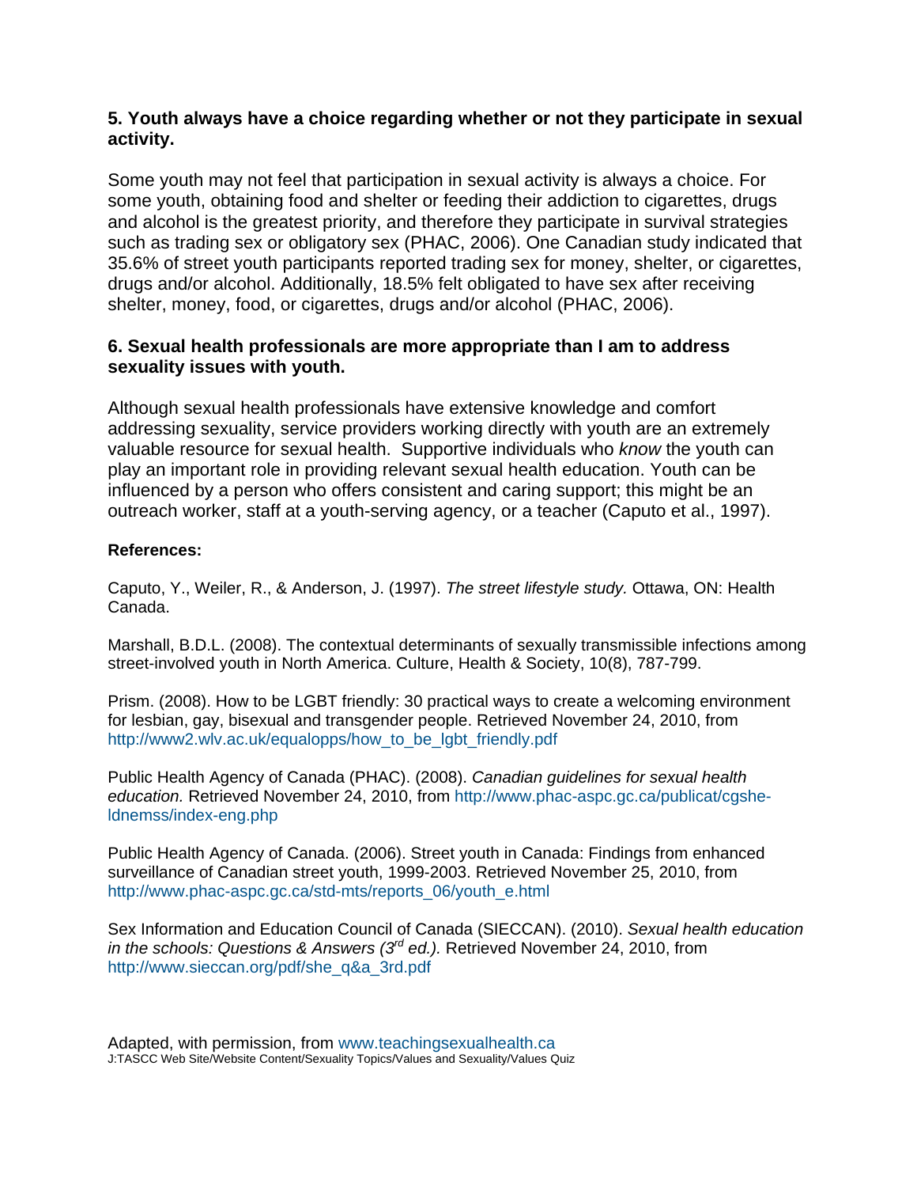**5. Youth always have a choice regarding whether or not they participate in sexual activity.**

Some youth may not feel that participation in sexual activity is always a choice. For some youth, obtaining food and shelter or feeding their addiction to cigarettes, drugs and alcohol is the greatest priority, and therefore they participate in survival strategies such as trading sex or obligatory sex (PHAC, 2006). One Canadian study indicated that 35.6% of street youth participants reported trading sex for money, shelter, or cigarettes, drugs and/or alcohol. Additionally, 18.5% felt obligated to have sex after receiving shelter, money, food, or cigarettes, drugs and/or alcohol (PHAC, 2006).

**6. Sexual health professionals are more appropriate than I am to address sexuality issues with youth.**

Although sexual health professionals have extensive knowledge and comfort addressing sexuality, service providers working directly with youth are an extremely valuable resource for sexual health. Supportive individuals who *know* the youth can play an important role in providing relevant sexual health education. Youth can be influenced by a person who offers consistent and caring support; this might be an outreach worker, staff at a youth-serving agency, or a teacher (Caputo et al., 1997).

**References:**

Caputo, Y., Weiler, R., & Anderson, J. (1997). *The street lifestyle study.* Ottawa, ON: Health Canada.

Marshall, B.D.L. (2008). The contextual determinants of sexually transmissible infections among street-involved youth in North America. Culture, Health & Society, 10(8), 787-799.

Prism. (2008). How to be LGBT friendly: 30 practical ways to create a welcoming environment for lesbian, gay, bisexual and transgender people. Retrieved November 24, 2010, from http://www2.wlv.ac.uk/equalopps/how_to_be_lgbt_friendly.pdf

Public Health Agency of Canada (PHAC). (2008). *Canadian guidelines for sexual health education.* Retrieved November 24, 2010, from http://www.phac-aspc.gc.ca/publicat/cgshe-ldnemss/index-eng.php

Public Health Agency of Canada. (2006). Street youth in Canada: Findings from enhanced surveillance of Canadian street youth, 1999-2003. Retrieved November 25, 2010, from http://www.phac-aspc.gc.ca/std-mts/reports_06/youth_e.html

Sex Information and Education Council of Canada (SIECCAN). (2010). *Sexual health education in the schools: Questions & Answers (3rd ed.).* Retrieved November 24, 2010, from http://www.sieccan.org/pdf/she_q&a_3rd.pdf

Adapted, with permission, from www.teachingsexualhealth.ca

J:TASCC Web Site/Website Content/Sexuality Topics/Values and Sexuality/Values Quiz